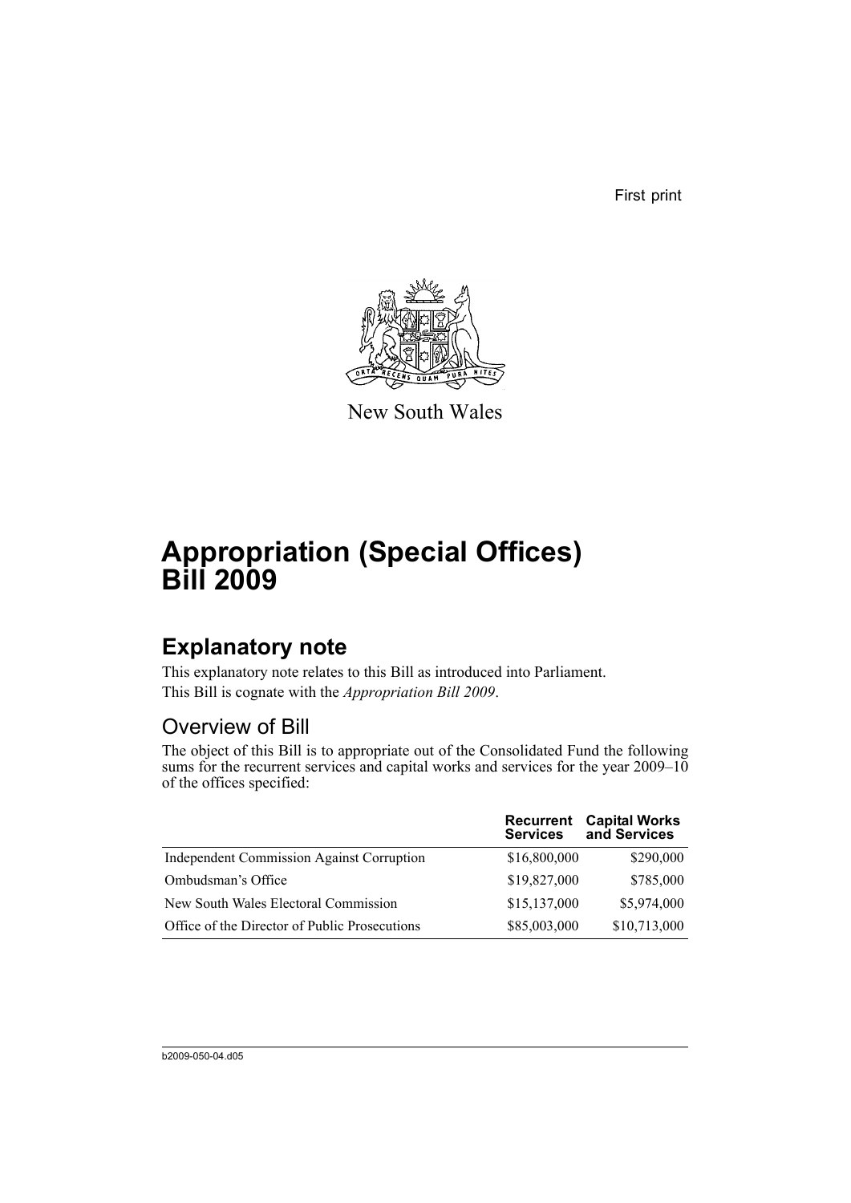First print

New South Wales

# Appropriation (Special Offices) Bill 2009

## Explanatory note

This explanatory note relates to this Bill as introduced into Parliament.

This Bill is cognate with the *Appropriation Bill 2009*.

### Overview of Bill

The object of this Bill is to appropriate out of the Consolidated Fund the following sums for the recurrent services and capital works and services for the year 2009–10 of the offices specified:

| | Recurrent Services | Capital Works and Services |
|---|---|---|
| Independent Commission Against Corruption | $16,800,000 | $290,000 |
| Ombudsman's Office | $19,827,000 | $785,000 |
| New South Wales Electoral Commission | $15,137,000 | $5,974,000 |
| Office of the Director of Public Prosecutions | $85,003,000 | $10,713,000 |

b2009-050-04.d05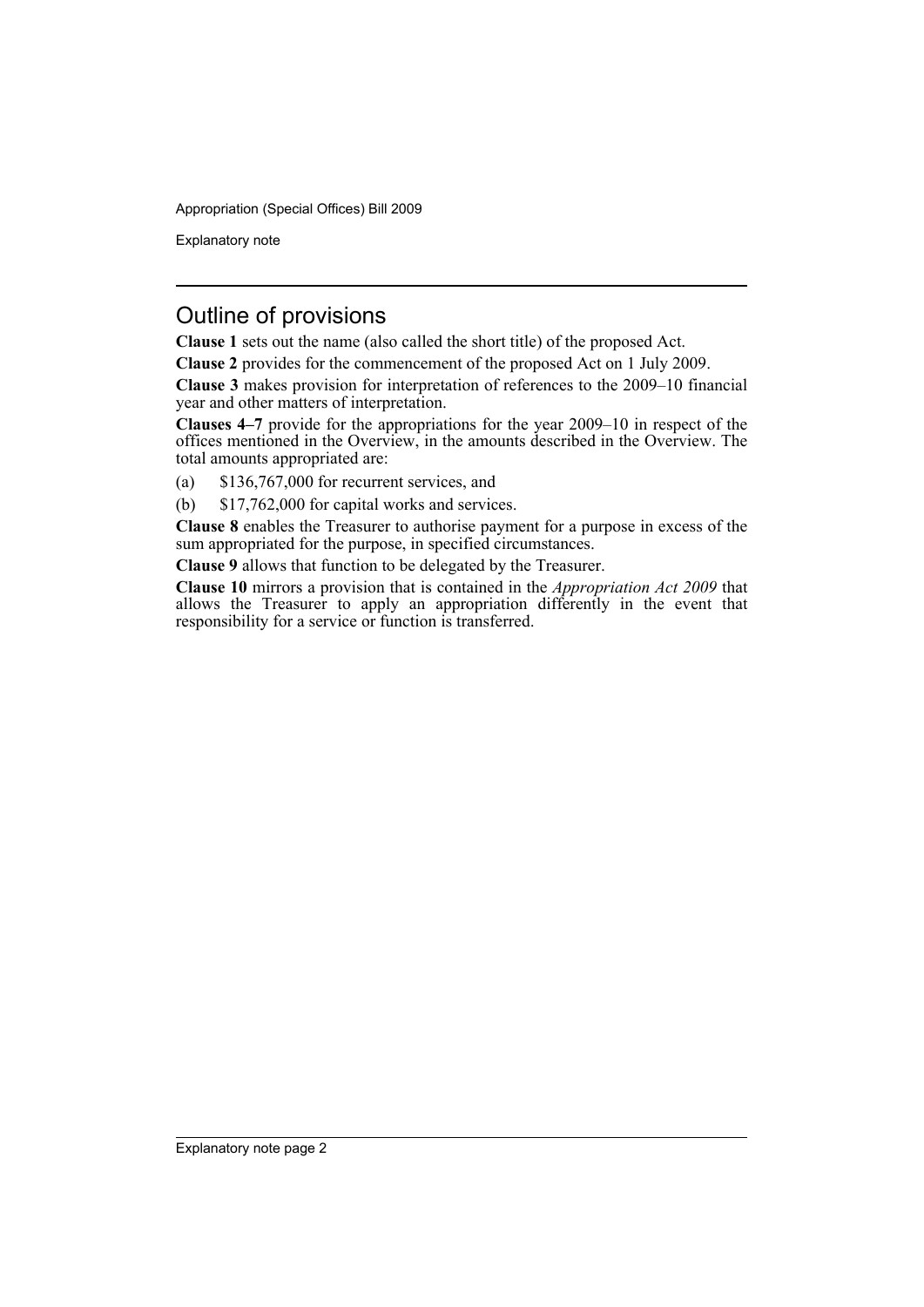## Outline of provisions

**Clause 1** sets out the name (also called the short title) of the proposed Act.

**Clause 2** provides for the commencement of the proposed Act on 1 July 2009.

**Clause 3** makes provision for interpretation of references to the 2009–10 financial year and other matters of interpretation.

**Clauses 4–7** provide for the appropriations for the year 2009–10 in respect of the offices mentioned in the Overview, in the amounts described in the Overview. The total amounts appropriated are:

(a) $136,767,000 for recurrent services, and

(b) $17,762,000 for capital works and services.

**Clause 8** enables the Treasurer to authorise payment for a purpose in excess of the sum appropriated for the purpose, in specified circumstances.

**Clause 9** allows that function to be delegated by the Treasurer.

**Clause 10** mirrors a provision that is contained in the *Appropriation Act 2009* that allows the Treasurer to apply an appropriation differently in the event that responsibility for a service or function is transferred.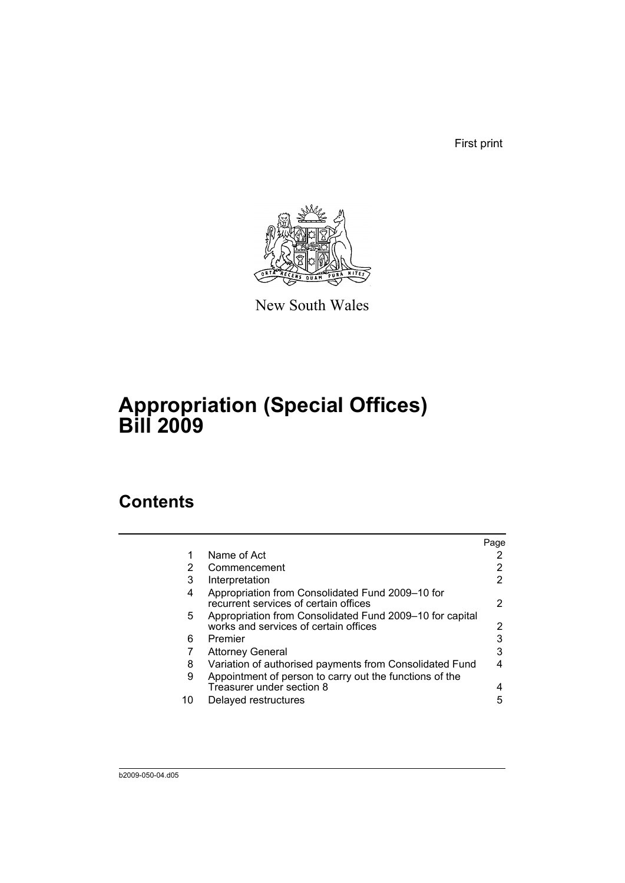First print

New South Wales

# Appropriation (Special Offices) Bill 2009

## Contents

| | | Page |
|---|---|---|
| 1 | Name of Act | 2 |
| 2 | Commencement | 2 |
| 3 | Interpretation | 2 |
| 4 | Appropriation from Consolidated Fund 2009–10 for recurrent services of certain offices | 2 |
| 5 | Appropriation from Consolidated Fund 2009–10 for capital works and services of certain offices | 2 |
| 6 | Premier | 3 |
| 7 | Attorney General | 3 |
| 8 | Variation of authorised payments from Consolidated Fund | 4 |
| 9 | Appointment of person to carry out the functions of the Treasurer under section 8 | 4 |
| 10 | Delayed restructures | 5 |

b2009-050-04.d05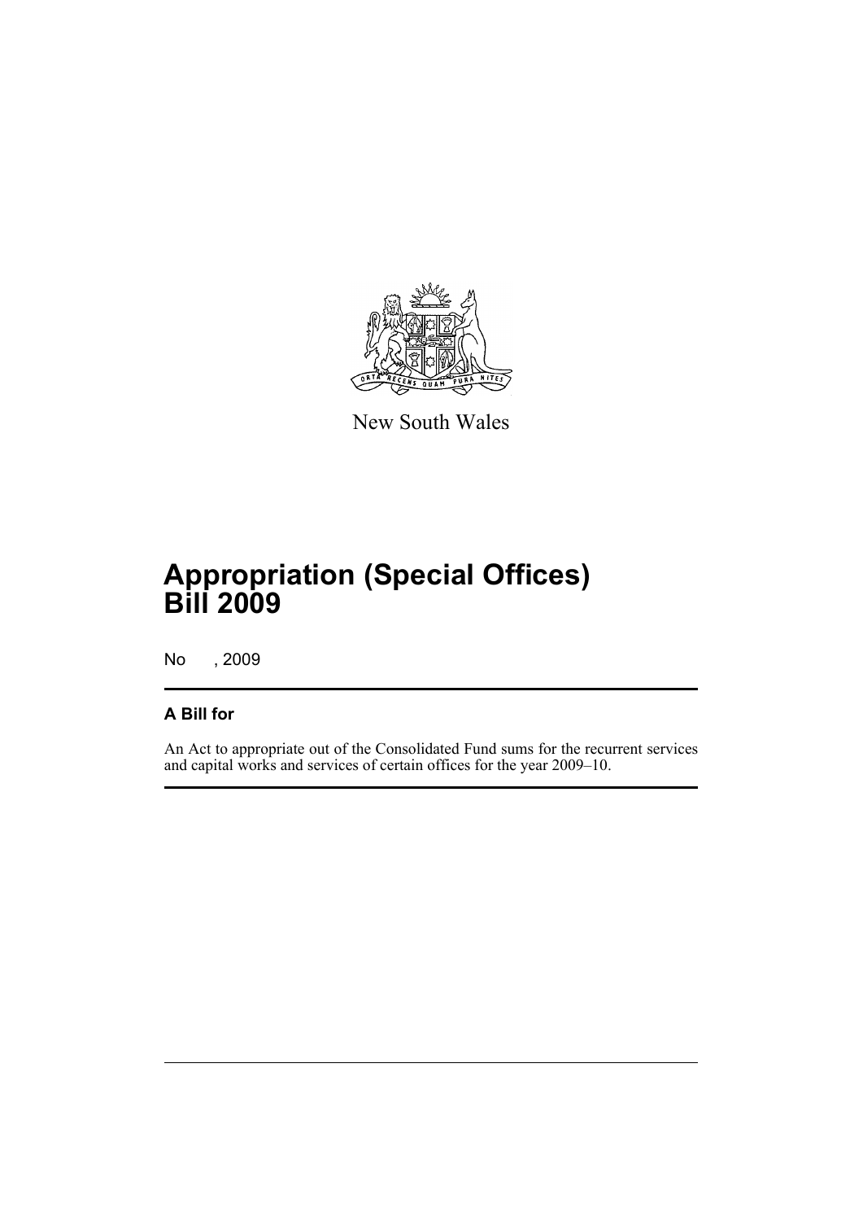New South Wales

# Appropriation (Special Offices) Bill 2009

No , 2009

## A Bill for

An Act to appropriate out of the Consolidated Fund sums for the recurrent services and capital works and services of certain offices for the year 2009–10.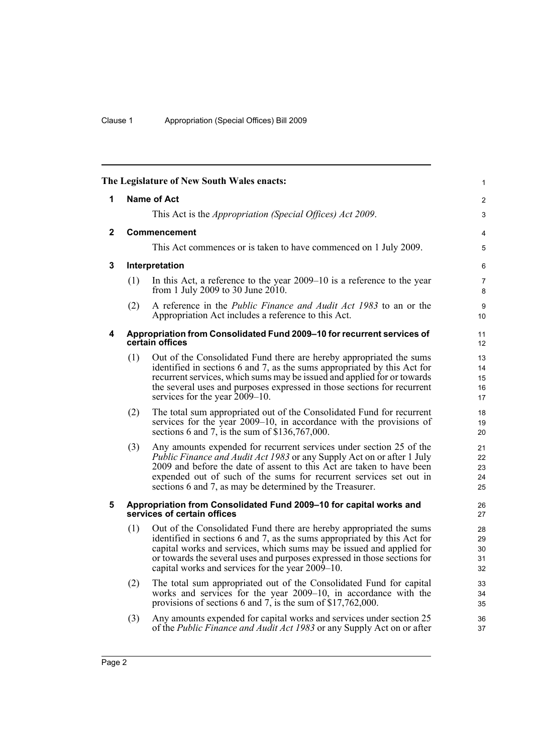**The Legislature of New South Wales enacts:**

## 1 Name of Act

This Act is the *Appropriation (Special Offices) Act 2009*.

## 2 Commencement

This Act commences or is taken to have commenced on 1 July 2009.

## 3 Interpretation

(1) In this Act, a reference to the year 2009–10 is a reference to the year from 1 July 2009 to 30 June 2010.

(2) A reference in the *Public Finance and Audit Act 1983* to an or the Appropriation Act includes a reference to this Act.

## 4 Appropriation from Consolidated Fund 2009–10 for recurrent services of certain offices

(1) Out of the Consolidated Fund there are hereby appropriated the sums identified in sections 6 and 7, as the sums appropriated by this Act for recurrent services, which sums may be issued and applied for or towards the several uses and purposes expressed in those sections for recurrent services for the year 2009–10.

(2) The total sum appropriated out of the Consolidated Fund for recurrent services for the year 2009–10, in accordance with the provisions of sections 6 and 7, is the sum of $136,767,000.

(3) Any amounts expended for recurrent services under section 25 of the *Public Finance and Audit Act 1983* or any Supply Act on or after 1 July 2009 and before the date of assent to this Act are taken to have been expended out of such of the sums for recurrent services set out in sections 6 and 7, as may be determined by the Treasurer.

## 5 Appropriation from Consolidated Fund 2009–10 for capital works and services of certain offices

(1) Out of the Consolidated Fund there are hereby appropriated the sums identified in sections 6 and 7, as the sums appropriated by this Act for capital works and services, which sums may be issued and applied for or towards the several uses and purposes expressed in those sections for capital works and services for the year 2009–10.

(2) The total sum appropriated out of the Consolidated Fund for capital works and services for the year 2009–10, in accordance with the provisions of sections 6 and 7, is the sum of $17,762,000.

(3) Any amounts expended for capital works and services under section 25 of the *Public Finance and Audit Act 1983* or any Supply Act on or after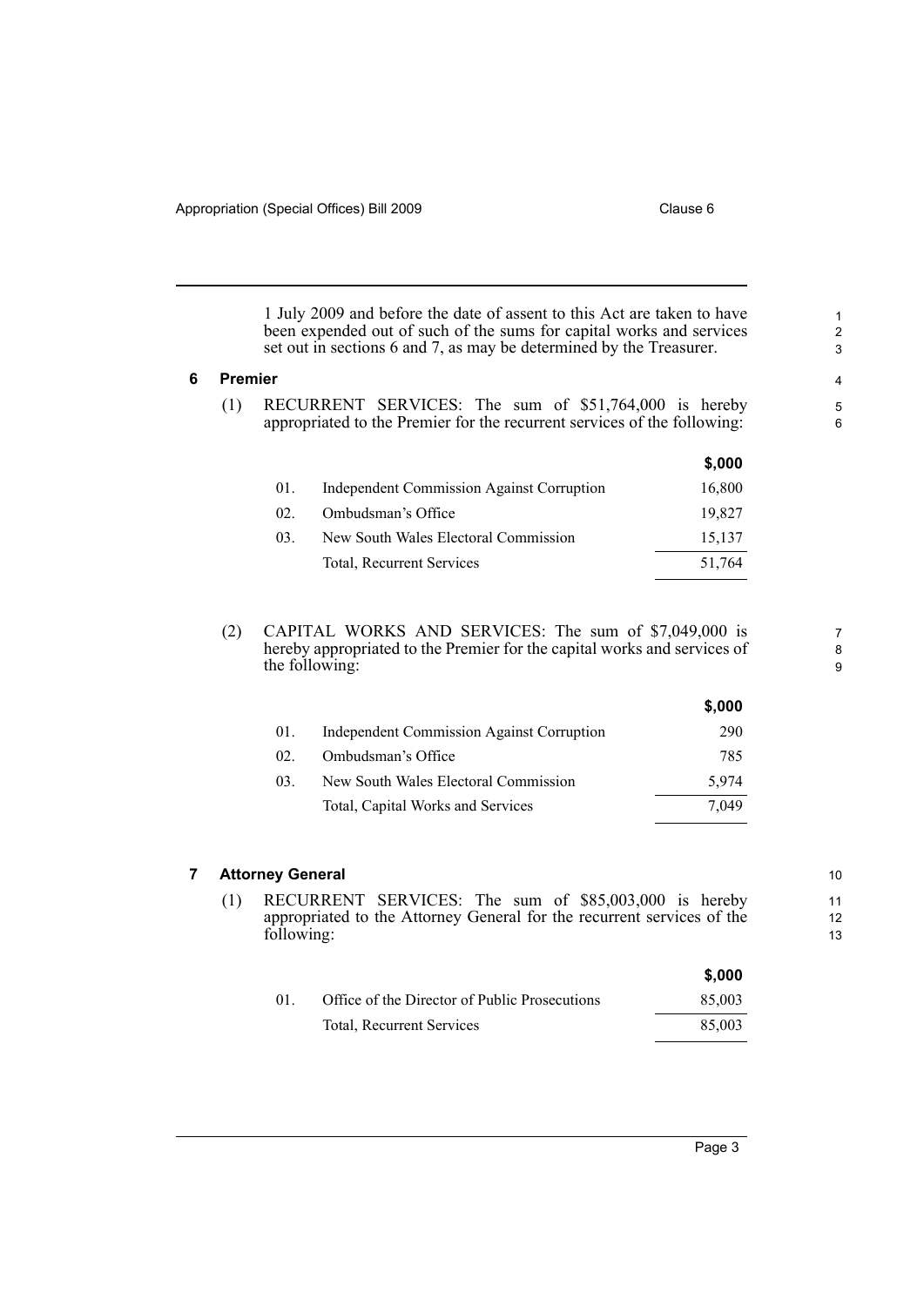1 July 2009 and before the date of assent to this Act are taken to have been expended out of such of the sums for capital works and services set out in sections 6 and 7, as may be determined by the Treasurer.

## 6 Premier

(1) RECURRENT SERVICES: The sum of $51,764,000 is hereby appropriated to the Premier for the recurrent services of the following:

| | | $,000 |
|---|---|---|
| 01. | Independent Commission Against Corruption | 16,800 |
| 02. | Ombudsman's Office | 19,827 |
| 03. | New South Wales Electoral Commission | 15,137 |
| | Total, Recurrent Services | 51,764 |

(2) CAPITAL WORKS AND SERVICES: The sum of $7,049,000 is hereby appropriated to the Premier for the capital works and services of the following:

| | | $,000 |
|---|---|---|
| 01. | Independent Commission Against Corruption | 290 |
| 02. | Ombudsman's Office | 785 |
| 03. | New South Wales Electoral Commission | 5,974 |
| | Total, Capital Works and Services | 7,049 |

## 7 Attorney General

(1) RECURRENT SERVICES: The sum of $85,003,000 is hereby appropriated to the Attorney General for the recurrent services of the following:

| | | $,000 |
|---|---|---|
| 01. | Office of the Director of Public Prosecutions | 85,003 |
| | Total, Recurrent Services | 85,003 |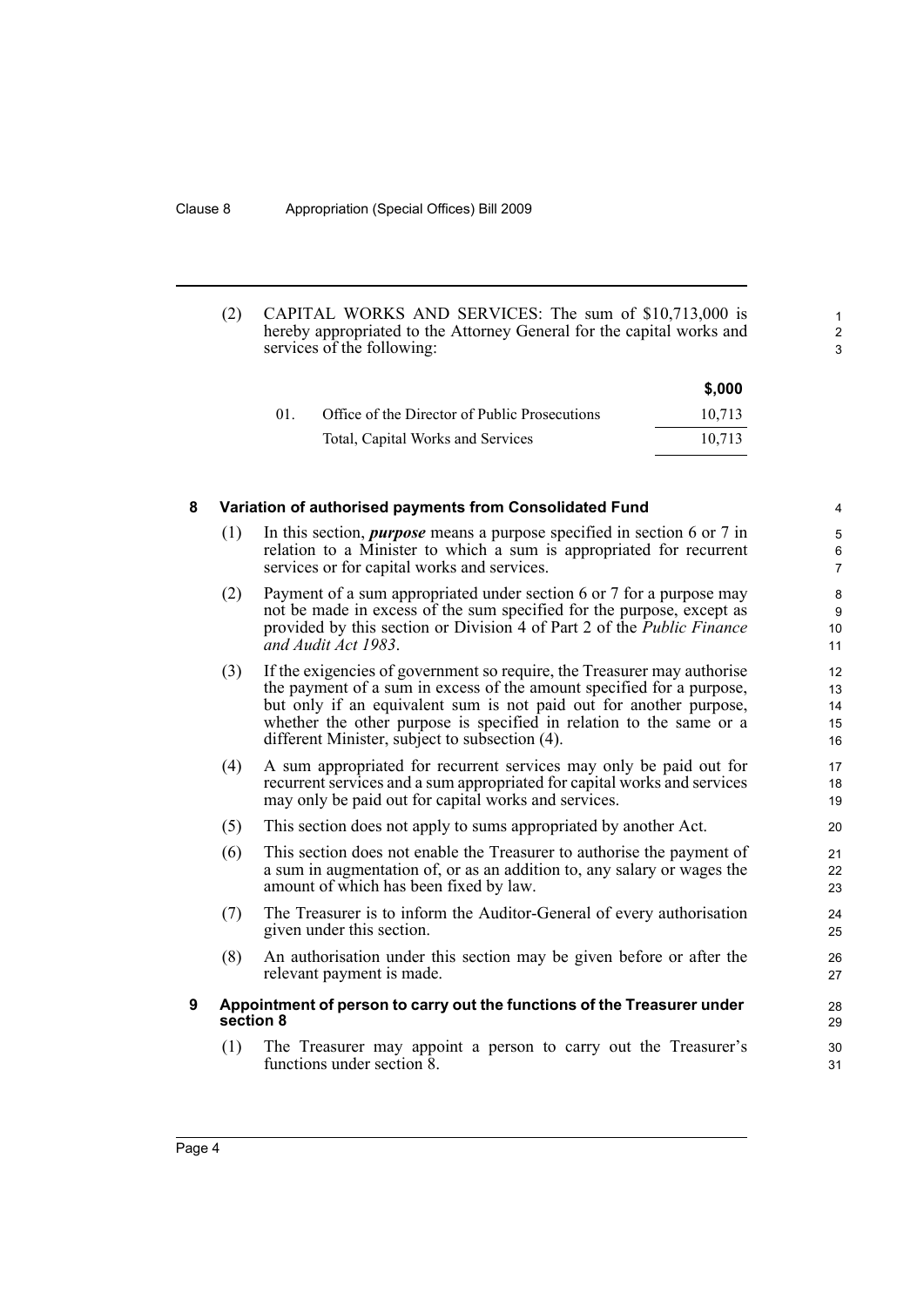(2) CAPITAL WORKS AND SERVICES: The sum of $10,713,000 is hereby appropriated to the Attorney General for the capital works and services of the following:

| | | $,000 |
|---|---|---|
| 01. | Office of the Director of Public Prosecutions | 10,713 |
| | Total, Capital Works and Services | 10,713 |

## 8 Variation of authorised payments from Consolidated Fund

(1) In this section, ***purpose*** means a purpose specified in section 6 or 7 in relation to a Minister to which a sum is appropriated for recurrent services or for capital works and services.

(2) Payment of a sum appropriated under section 6 or 7 for a purpose may not be made in excess of the sum specified for the purpose, except as provided by this section or Division 4 of Part 2 of the *Public Finance and Audit Act 1983*.

(3) If the exigencies of government so require, the Treasurer may authorise the payment of a sum in excess of the amount specified for a purpose, but only if an equivalent sum is not paid out for another purpose, whether the other purpose is specified in relation to the same or a different Minister, subject to subsection (4).

(4) A sum appropriated for recurrent services may only be paid out for recurrent services and a sum appropriated for capital works and services may only be paid out for capital works and services.

(5) This section does not apply to sums appropriated by another Act.

(6) This section does not enable the Treasurer to authorise the payment of a sum in augmentation of, or as an addition to, any salary or wages the amount of which has been fixed by law.

(7) The Treasurer is to inform the Auditor-General of every authorisation given under this section.

(8) An authorisation under this section may be given before or after the relevant payment is made.

## 9 Appointment of person to carry out the functions of the Treasurer under section 8

(1) The Treasurer may appoint a person to carry out the Treasurer's functions under section 8.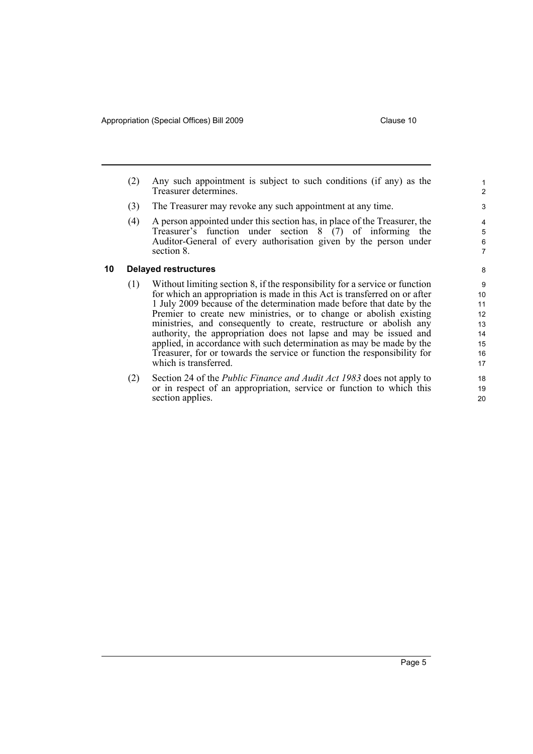(2) Any such appointment is subject to such conditions (if any) as the Treasurer determines.

(3) The Treasurer may revoke any such appointment at any time.

(4) A person appointed under this section has, in place of the Treasurer, the Treasurer's function under section 8 (7) of informing the Auditor-General of every authorisation given by the person under section 8.

## 10 Delayed restructures

(1) Without limiting section 8, if the responsibility for a service or function for which an appropriation is made in this Act is transferred on or after 1 July 2009 because of the determination made before that date by the Premier to create new ministries, or to change or abolish existing ministries, and consequently to create, restructure or abolish any authority, the appropriation does not lapse and may be issued and applied, in accordance with such determination as may be made by the Treasurer, for or towards the service or function the responsibility for which is transferred.

(2) Section 24 of the *Public Finance and Audit Act 1983* does not apply to or in respect of an appropriation, service or function to which this section applies.